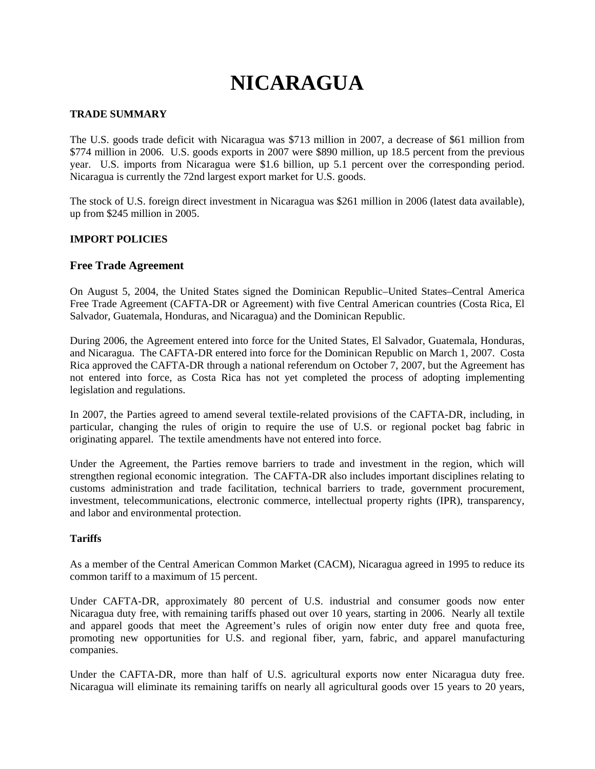# NICARAGUA

**TRADE SUMMARY**

The U.S. goods trade deficit with Nicaragua was $713 million in 2007, a decrease of $61 million from $774 million in 2006. U.S. goods exports in 2007 were $890 million, up 18.5 percent from the previous year. U.S. imports from Nicaragua were $1.6 billion, up 5.1 percent over the corresponding period. Nicaragua is currently the 72nd largest export market for U.S. goods.

The stock of U.S. foreign direct investment in Nicaragua was $261 million in 2006 (latest data available), up from $245 million in 2005.

**IMPORT POLICIES**

## Free Trade Agreement

On August 5, 2004, the United States signed the Dominican Republic–United States–Central America Free Trade Agreement (CAFTA-DR or Agreement) with five Central American countries (Costa Rica, El Salvador, Guatemala, Honduras, and Nicaragua) and the Dominican Republic.

During 2006, the Agreement entered into force for the United States, El Salvador, Guatemala, Honduras, and Nicaragua. The CAFTA-DR entered into force for the Dominican Republic on March 1, 2007. Costa Rica approved the CAFTA-DR through a national referendum on October 7, 2007, but the Agreement has not entered into force, as Costa Rica has not yet completed the process of adopting implementing legislation and regulations.

In 2007, the Parties agreed to amend several textile-related provisions of the CAFTA-DR, including, in particular, changing the rules of origin to require the use of U.S. or regional pocket bag fabric in originating apparel. The textile amendments have not entered into force.

Under the Agreement, the Parties remove barriers to trade and investment in the region, which will strengthen regional economic integration. The CAFTA-DR also includes important disciplines relating to customs administration and trade facilitation, technical barriers to trade, government procurement, investment, telecommunications, electronic commerce, intellectual property rights (IPR), transparency, and labor and environmental protection.

**Tariffs**

As a member of the Central American Common Market (CACM), Nicaragua agreed in 1995 to reduce its common tariff to a maximum of 15 percent.

Under CAFTA-DR, approximately 80 percent of U.S. industrial and consumer goods now enter Nicaragua duty free, with remaining tariffs phased out over 10 years, starting in 2006. Nearly all textile and apparel goods that meet the Agreement's rules of origin now enter duty free and quota free, promoting new opportunities for U.S. and regional fiber, yarn, fabric, and apparel manufacturing companies.

Under the CAFTA-DR, more than half of U.S. agricultural exports now enter Nicaragua duty free. Nicaragua will eliminate its remaining tariffs on nearly all agricultural goods over 15 years to 20 years,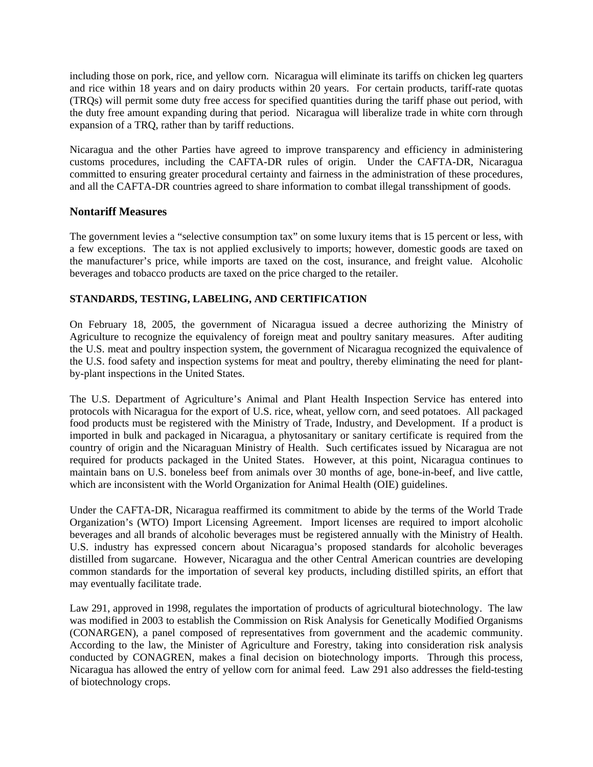including those on pork, rice, and yellow corn. Nicaragua will eliminate its tariffs on chicken leg quarters and rice within 18 years and on dairy products within 20 years. For certain products, tariff-rate quotas (TRQs) will permit some duty free access for specified quantities during the tariff phase out period, with the duty free amount expanding during that period. Nicaragua will liberalize trade in white corn through expansion of a TRQ, rather than by tariff reductions.

Nicaragua and the other Parties have agreed to improve transparency and efficiency in administering customs procedures, including the CAFTA-DR rules of origin. Under the CAFTA-DR, Nicaragua committed to ensuring greater procedural certainty and fairness in the administration of these procedures, and all the CAFTA-DR countries agreed to share information to combat illegal transshipment of goods.

## Nontariff Measures

The government levies a "selective consumption tax" on some luxury items that is 15 percent or less, with a few exceptions. The tax is not applied exclusively to imports; however, domestic goods are taxed on the manufacturer's price, while imports are taxed on the cost, insurance, and freight value. Alcoholic beverages and tobacco products are taxed on the price charged to the retailer.

### STANDARDS, TESTING, LABELING, AND CERTIFICATION

On February 18, 2005, the government of Nicaragua issued a decree authorizing the Ministry of Agriculture to recognize the equivalency of foreign meat and poultry sanitary measures. After auditing the U.S. meat and poultry inspection system, the government of Nicaragua recognized the equivalence of the U.S. food safety and inspection systems for meat and poultry, thereby eliminating the need for plant-by-plant inspections in the United States.

The U.S. Department of Agriculture's Animal and Plant Health Inspection Service has entered into protocols with Nicaragua for the export of U.S. rice, wheat, yellow corn, and seed potatoes. All packaged food products must be registered with the Ministry of Trade, Industry, and Development. If a product is imported in bulk and packaged in Nicaragua, a phytosanitary or sanitary certificate is required from the country of origin and the Nicaraguan Ministry of Health. Such certificates issued by Nicaragua are not required for products packaged in the United States. However, at this point, Nicaragua continues to maintain bans on U.S. boneless beef from animals over 30 months of age, bone-in-beef, and live cattle, which are inconsistent with the World Organization for Animal Health (OIE) guidelines.

Under the CAFTA-DR, Nicaragua reaffirmed its commitment to abide by the terms of the World Trade Organization's (WTO) Import Licensing Agreement. Import licenses are required to import alcoholic beverages and all brands of alcoholic beverages must be registered annually with the Ministry of Health. U.S. industry has expressed concern about Nicaragua's proposed standards for alcoholic beverages distilled from sugarcane. However, Nicaragua and the other Central American countries are developing common standards for the importation of several key products, including distilled spirits, an effort that may eventually facilitate trade.

Law 291, approved in 1998, regulates the importation of products of agricultural biotechnology. The law was modified in 2003 to establish the Commission on Risk Analysis for Genetically Modified Organisms (CONARGEN), a panel composed of representatives from government and the academic community. According to the law, the Minister of Agriculture and Forestry, taking into consideration risk analysis conducted by CONAGREN, makes a final decision on biotechnology imports. Through this process, Nicaragua has allowed the entry of yellow corn for animal feed. Law 291 also addresses the field-testing of biotechnology crops.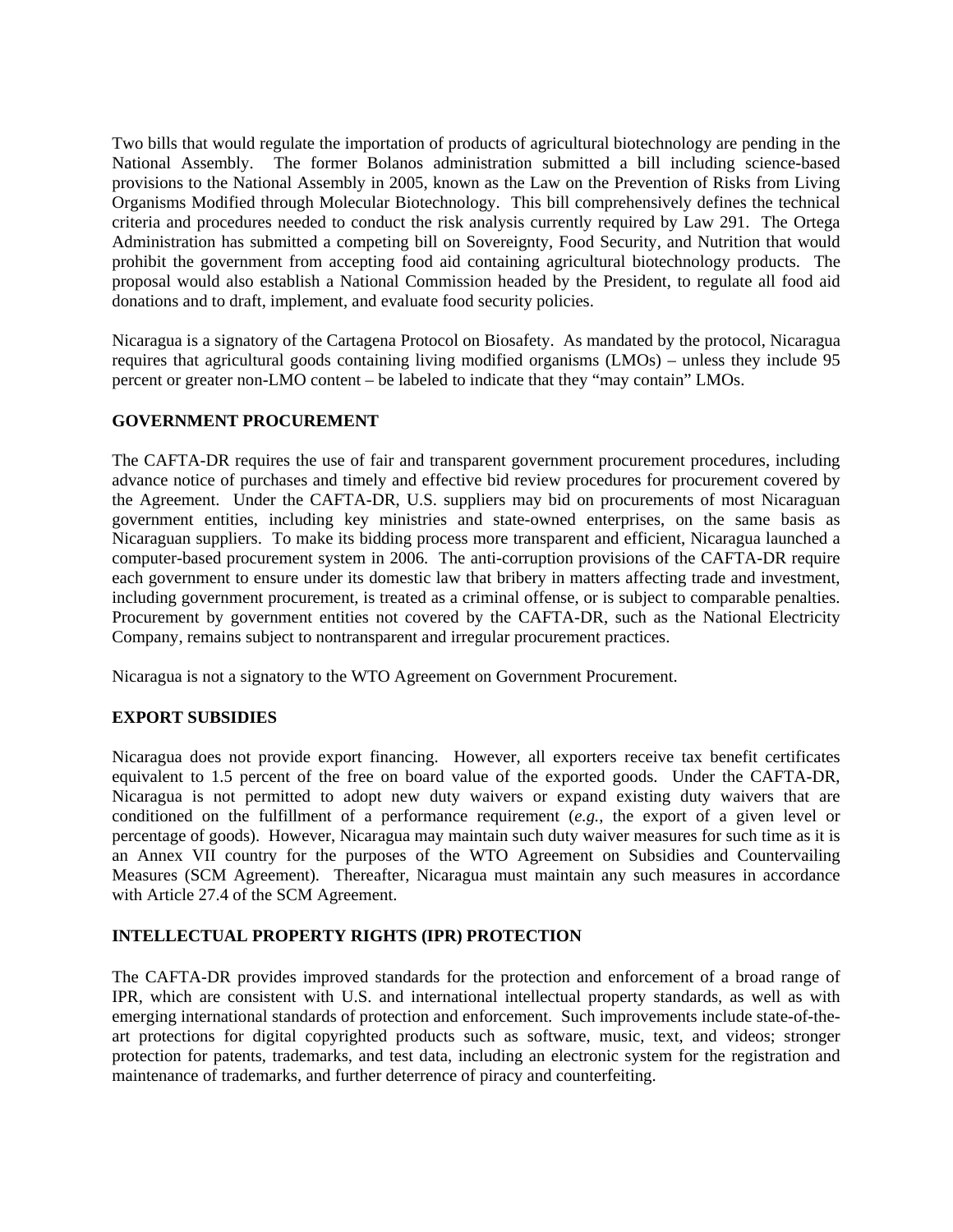Two bills that would regulate the importation of products of agricultural biotechnology are pending in the National Assembly. The former Bolanos administration submitted a bill including science-based provisions to the National Assembly in 2005, known as the Law on the Prevention of Risks from Living Organisms Modified through Molecular Biotechnology. This bill comprehensively defines the technical criteria and procedures needed to conduct the risk analysis currently required by Law 291. The Ortega Administration has submitted a competing bill on Sovereignty, Food Security, and Nutrition that would prohibit the government from accepting food aid containing agricultural biotechnology products. The proposal would also establish a National Commission headed by the President, to regulate all food aid donations and to draft, implement, and evaluate food security policies.

Nicaragua is a signatory of the Cartagena Protocol on Biosafety. As mandated by the protocol, Nicaragua requires that agricultural goods containing living modified organisms (LMOs) – unless they include 95 percent or greater non-LMO content – be labeled to indicate that they "may contain" LMOs.

**GOVERNMENT PROCUREMENT**

The CAFTA-DR requires the use of fair and transparent government procurement procedures, including advance notice of purchases and timely and effective bid review procedures for procurement covered by the Agreement. Under the CAFTA-DR, U.S. suppliers may bid on procurements of most Nicaraguan government entities, including key ministries and state-owned enterprises, on the same basis as Nicaraguan suppliers. To make its bidding process more transparent and efficient, Nicaragua launched a computer-based procurement system in 2006. The anti-corruption provisions of the CAFTA-DR require each government to ensure under its domestic law that bribery in matters affecting trade and investment, including government procurement, is treated as a criminal offense, or is subject to comparable penalties. Procurement by government entities not covered by the CAFTA-DR, such as the National Electricity Company, remains subject to nontransparent and irregular procurement practices.

Nicaragua is not a signatory to the WTO Agreement on Government Procurement.

**EXPORT SUBSIDIES**

Nicaragua does not provide export financing. However, all exporters receive tax benefit certificates equivalent to 1.5 percent of the free on board value of the exported goods. Under the CAFTA-DR, Nicaragua is not permitted to adopt new duty waivers or expand existing duty waivers that are conditioned on the fulfillment of a performance requirement (*e.g.*, the export of a given level or percentage of goods). However, Nicaragua may maintain such duty waiver measures for such time as it is an Annex VII country for the purposes of the WTO Agreement on Subsidies and Countervailing Measures (SCM Agreement). Thereafter, Nicaragua must maintain any such measures in accordance with Article 27.4 of the SCM Agreement.

**INTELLECTUAL PROPERTY RIGHTS (IPR) PROTECTION**

The CAFTA-DR provides improved standards for the protection and enforcement of a broad range of IPR, which are consistent with U.S. and international intellectual property standards, as well as with emerging international standards of protection and enforcement. Such improvements include state-of-the-art protections for digital copyrighted products such as software, music, text, and videos; stronger protection for patents, trademarks, and test data, including an electronic system for the registration and maintenance of trademarks, and further deterrence of piracy and counterfeiting.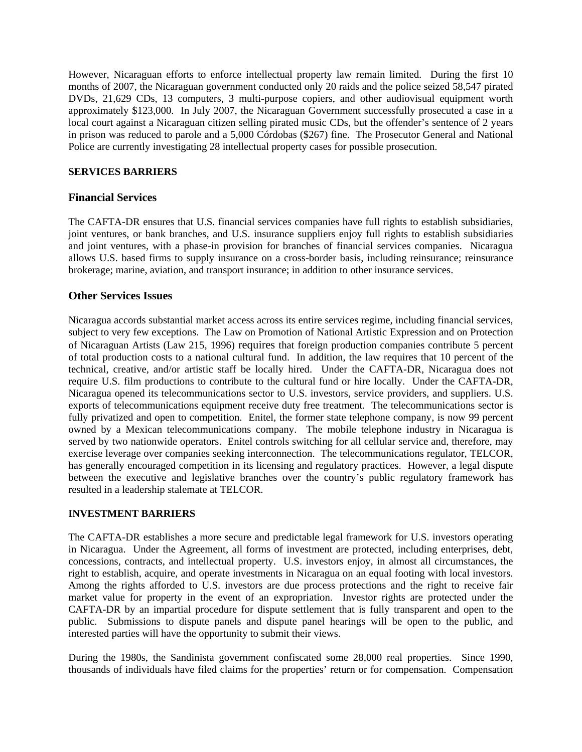However, Nicaraguan efforts to enforce intellectual property law remain limited. During the first 10 months of 2007, the Nicaraguan government conducted only 20 raids and the police seized 58,547 pirated DVDs, 21,629 CDs, 13 computers, 3 multi-purpose copiers, and other audiovisual equipment worth approximately $123,000. In July 2007, the Nicaraguan Government successfully prosecuted a case in a local court against a Nicaraguan citizen selling pirated music CDs, but the offender's sentence of 2 years in prison was reduced to parole and a 5,000 Córdobas ($267) fine. The Prosecutor General and National Police are currently investigating 28 intellectual property cases for possible prosecution.

**SERVICES BARRIERS**

## Financial Services

The CAFTA-DR ensures that U.S. financial services companies have full rights to establish subsidiaries, joint ventures, or bank branches, and U.S. insurance suppliers enjoy full rights to establish subsidiaries and joint ventures, with a phase-in provision for branches of financial services companies. Nicaragua allows U.S. based firms to supply insurance on a cross-border basis, including reinsurance; reinsurance brokerage; marine, aviation, and transport insurance; in addition to other insurance services.

## Other Services Issues

Nicaragua accords substantial market access across its entire services regime, including financial services, subject to very few exceptions. The Law on Promotion of National Artistic Expression and on Protection of Nicaraguan Artists (Law 215, 1996) requires that foreign production companies contribute 5 percent of total production costs to a national cultural fund. In addition, the law requires that 10 percent of the technical, creative, and/or artistic staff be locally hired. Under the CAFTA-DR, Nicaragua does not require U.S. film productions to contribute to the cultural fund or hire locally. Under the CAFTA-DR, Nicaragua opened its telecommunications sector to U.S. investors, service providers, and suppliers. U.S. exports of telecommunications equipment receive duty free treatment. The telecommunications sector is fully privatized and open to competition. Enitel, the former state telephone company, is now 99 percent owned by a Mexican telecommunications company. The mobile telephone industry in Nicaragua is served by two nationwide operators. Enitel controls switching for all cellular service and, therefore, may exercise leverage over companies seeking interconnection. The telecommunications regulator, TELCOR, has generally encouraged competition in its licensing and regulatory practices. However, a legal dispute between the executive and legislative branches over the country's public regulatory framework has resulted in a leadership stalemate at TELCOR.

**INVESTMENT BARRIERS**

The CAFTA-DR establishes a more secure and predictable legal framework for U.S. investors operating in Nicaragua. Under the Agreement, all forms of investment are protected, including enterprises, debt, concessions, contracts, and intellectual property. U.S. investors enjoy, in almost all circumstances, the right to establish, acquire, and operate investments in Nicaragua on an equal footing with local investors. Among the rights afforded to U.S. investors are due process protections and the right to receive fair market value for property in the event of an expropriation. Investor rights are protected under the CAFTA-DR by an impartial procedure for dispute settlement that is fully transparent and open to the public. Submissions to dispute panels and dispute panel hearings will be open to the public, and interested parties will have the opportunity to submit their views.

During the 1980s, the Sandinista government confiscated some 28,000 real properties. Since 1990, thousands of individuals have filed claims for the properties' return or for compensation. Compensation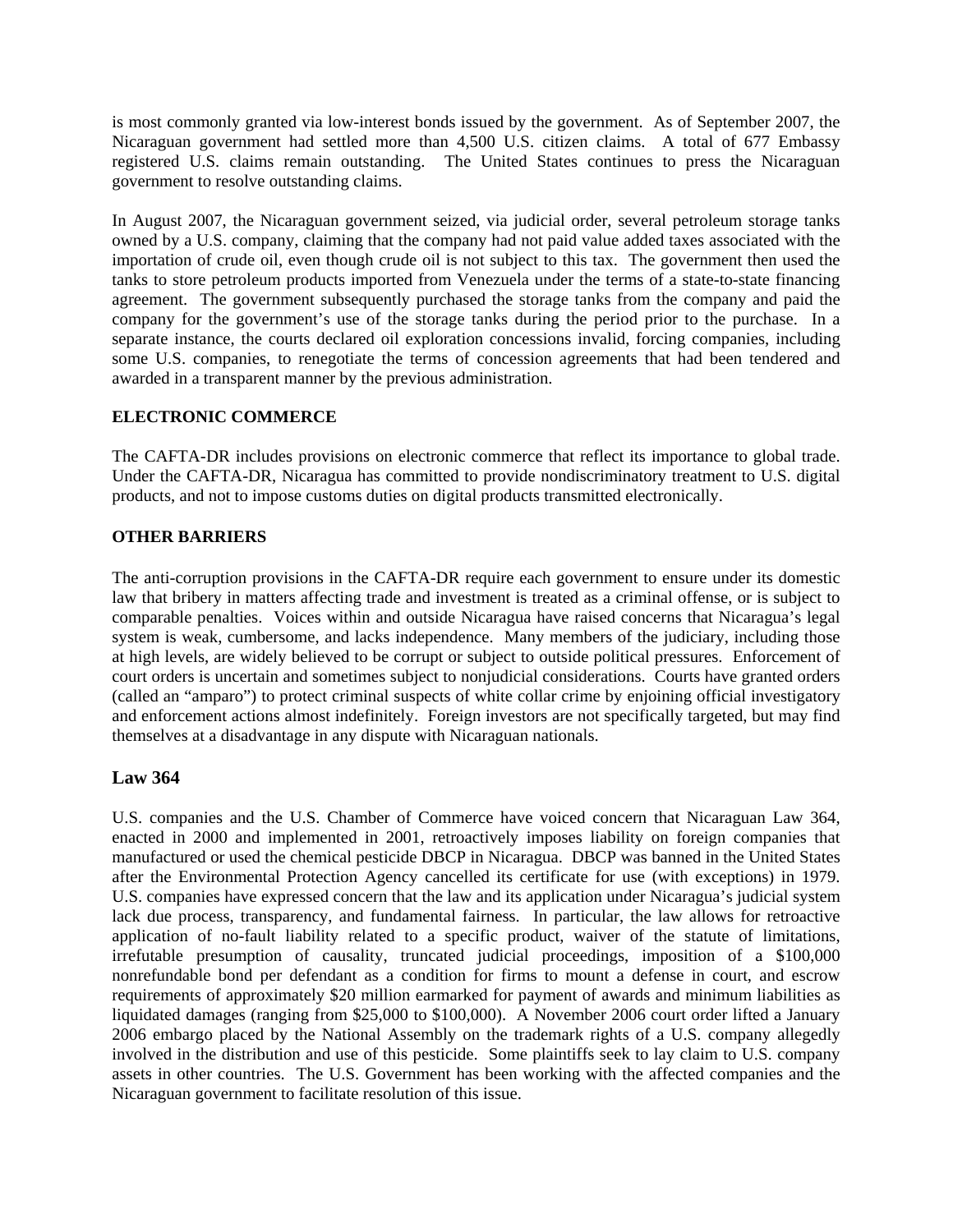is most commonly granted via low-interest bonds issued by the government. As of September 2007, the Nicaraguan government had settled more than 4,500 U.S. citizen claims. A total of 677 Embassy registered U.S. claims remain outstanding. The United States continues to press the Nicaraguan government to resolve outstanding claims.

In August 2007, the Nicaraguan government seized, via judicial order, several petroleum storage tanks owned by a U.S. company, claiming that the company had not paid value added taxes associated with the importation of crude oil, even though crude oil is not subject to this tax. The government then used the tanks to store petroleum products imported from Venezuela under the terms of a state-to-state financing agreement. The government subsequently purchased the storage tanks from the company and paid the company for the government's use of the storage tanks during the period prior to the purchase. In a separate instance, the courts declared oil exploration concessions invalid, forcing companies, including some U.S. companies, to renegotiate the terms of concession agreements that had been tendered and awarded in a transparent manner by the previous administration.

**ELECTRONIC COMMERCE**

The CAFTA-DR includes provisions on electronic commerce that reflect its importance to global trade. Under the CAFTA-DR, Nicaragua has committed to provide nondiscriminatory treatment to U.S. digital products, and not to impose customs duties on digital products transmitted electronically.

**OTHER BARRIERS**

The anti-corruption provisions in the CAFTA-DR require each government to ensure under its domestic law that bribery in matters affecting trade and investment is treated as a criminal offense, or is subject to comparable penalties. Voices within and outside Nicaragua have raised concerns that Nicaragua's legal system is weak, cumbersome, and lacks independence. Many members of the judiciary, including those at high levels, are widely believed to be corrupt or subject to outside political pressures. Enforcement of court orders is uncertain and sometimes subject to nonjudicial considerations. Courts have granted orders (called an "amparo") to protect criminal suspects of white collar crime by enjoining official investigatory and enforcement actions almost indefinitely. Foreign investors are not specifically targeted, but may find themselves at a disadvantage in any dispute with Nicaraguan nationals.

## Law 364

U.S. companies and the U.S. Chamber of Commerce have voiced concern that Nicaraguan Law 364, enacted in 2000 and implemented in 2001, retroactively imposes liability on foreign companies that manufactured or used the chemical pesticide DBCP in Nicaragua. DBCP was banned in the United States after the Environmental Protection Agency cancelled its certificate for use (with exceptions) in 1979. U.S. companies have expressed concern that the law and its application under Nicaragua's judicial system lack due process, transparency, and fundamental fairness. In particular, the law allows for retroactive application of no-fault liability related to a specific product, waiver of the statute of limitations, irrefutable presumption of causality, truncated judicial proceedings, imposition of a $100,000 nonrefundable bond per defendant as a condition for firms to mount a defense in court, and escrow requirements of approximately $20 million earmarked for payment of awards and minimum liabilities as liquidated damages (ranging from $25,000 to $100,000). A November 2006 court order lifted a January 2006 embargo placed by the National Assembly on the trademark rights of a U.S. company allegedly involved in the distribution and use of this pesticide. Some plaintiffs seek to lay claim to U.S. company assets in other countries. The U.S. Government has been working with the affected companies and the Nicaraguan government to facilitate resolution of this issue.